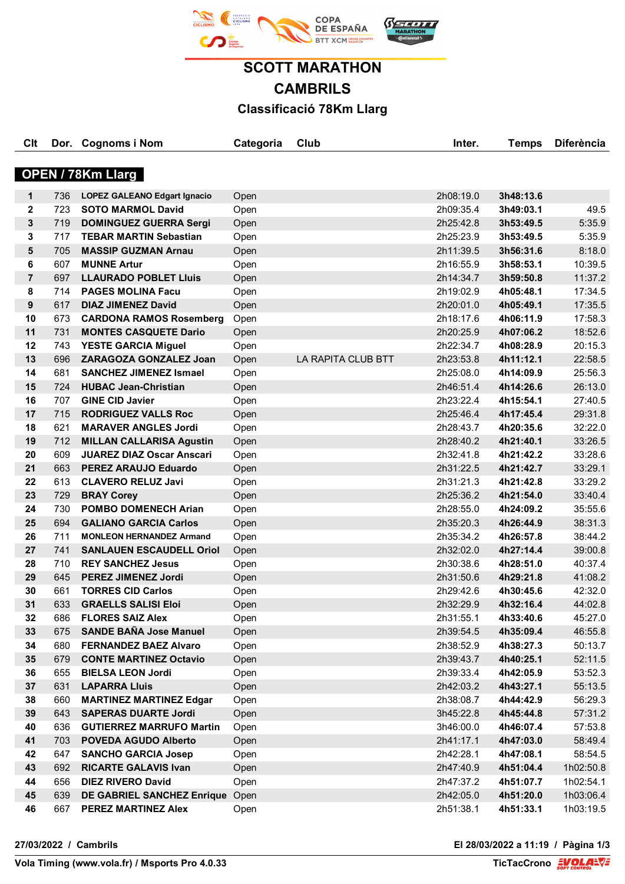# SCOTT MARATHON

# CAMBRILS

## Classificació 78Km Llarg

### OPEN / 78Km Llarg

| Clt | Dor. | Cognoms i Nom | Categoria | Club | Inter. | Temps | Diferència |
|---|---|---|---|---|---|---|---|
| 1 | 736 | **LOPEZ GALEANO Edgart Ignacio** | Open | | 2h08:19.0 | **3h48:13.6** | |
| 2 | 723 | **SOTO MARMOL David** | Open | | 2h09:35.4 | **3h49:03.1** | 49.5 |
| 3 | 719 | **DOMINGUEZ GUERRA Sergi** | Open | | 2h25:42.8 | **3h53:49.5** | 5:35.9 |
| 3 | 717 | **TEBAR MARTIN Sebastian** | Open | | 2h25:23.9 | **3h53:49.5** | 5:35.9 |
| 5 | 705 | **MASSIP GUZMAN Arnau** | Open | | 2h11:39.5 | **3h56:31.6** | 8:18.0 |
| 6 | 607 | **MUNNE Artur** | Open | | 2h16:55.9 | **3h58:53.1** | 10:39.5 |
| 7 | 697 | **LLAURADO POBLET Lluis** | Open | | 2h14:34.7 | **3h59:50.8** | 11:37.2 |
| 8 | 714 | **PAGES MOLINA Facu** | Open | | 2h19:02.9 | **4h05:48.1** | 17:34.5 |
| 9 | 617 | **DIAZ JIMENEZ David** | Open | | 2h20:01.0 | **4h05:49.1** | 17:35.5 |
| 10 | 673 | **CARDONA RAMOS Rosemberg** | Open | | 2h18:17.6 | **4h06:11.9** | 17:58.3 |
| 11 | 731 | **MONTES CASQUETE Dario** | Open | | 2h20:25.9 | **4h07:06.2** | 18:52.6 |
| 12 | 743 | **YESTE GARCIA Miguel** | Open | | 2h22:34.7 | **4h08:28.9** | 20:15.3 |
| 13 | 696 | **ZARAGOZA GONZALEZ Joan** | Open | LA RAPITA CLUB BTT | 2h23:53.8 | **4h11:12.1** | 22:58.5 |
| 14 | 681 | **SANCHEZ JIMENEZ Ismael** | Open | | 2h25:08.0 | **4h14:09.9** | 25:56.3 |
| 15 | 724 | **HUBAC Jean-Christian** | Open | | 2h46:51.4 | **4h14:26.6** | 26:13.0 |
| 16 | 707 | **GINE CID Javier** | Open | | 2h23:22.4 | **4h15:54.1** | 27:40.5 |
| 17 | 715 | **RODRIGUEZ VALLS Roc** | Open | | 2h25:46.4 | **4h17:45.4** | 29:31.8 |
| 18 | 621 | **MARAVER ANGLES Jordi** | Open | | 2h28:43.7 | **4h20:35.6** | 32:22.0 |
| 19 | 712 | **MILLAN CALLARISA Agustin** | Open | | 2h28:40.2 | **4h21:40.1** | 33:26.5 |
| 20 | 609 | **JUAREZ DIAZ Oscar Anscari** | Open | | 2h32:41.8 | **4h21:42.2** | 33:28.6 |
| 21 | 663 | **PEREZ ARAUJO Eduardo** | Open | | 2h31:22.5 | **4h21:42.7** | 33:29.1 |
| 22 | 613 | **CLAVERO RELUZ Javi** | Open | | 2h31:21.3 | **4h21:42.8** | 33:29.2 |
| 23 | 729 | **BRAY Corey** | Open | | 2h25:36.2 | **4h21:54.0** | 33:40.4 |
| 24 | 730 | **POMBO DOMENECH Arian** | Open | | 2h28:55.0 | **4h24:09.2** | 35:55.6 |
| 25 | 694 | **GALIANO GARCIA Carlos** | Open | | 2h35:20.3 | **4h26:44.9** | 38:31.3 |
| 26 | 711 | **MONLEON HERNANDEZ Armand** | Open | | 2h35:34.2 | **4h26:57.8** | 38:44.2 |
| 27 | 741 | **SANLAUEN ESCAUDELL Oriol** | Open | | 2h32:02.0 | **4h27:14.4** | 39:00.8 |
| 28 | 710 | **REY SANCHEZ Jesus** | Open | | 2h30:38.6 | **4h28:51.0** | 40:37.4 |
| 29 | 645 | **PEREZ JIMENEZ Jordi** | Open | | 2h31:50.6 | **4h29:21.8** | 41:08.2 |
| 30 | 661 | **TORRES CID Carlos** | Open | | 2h29:42.6 | **4h30:45.6** | 42:32.0 |
| 31 | 633 | **GRAELLS SALISI Eloi** | Open | | 2h32:29.9 | **4h32:16.4** | 44:02.8 |
| 32 | 686 | **FLORES SAIZ Alex** | Open | | 2h31:55.1 | **4h33:40.6** | 45:27.0 |
| 33 | 675 | **SANDE BAÑA Jose Manuel** | Open | | 2h39:54.5 | **4h35:09.4** | 46:55.8 |
| 34 | 680 | **FERNANDEZ BAEZ Alvaro** | Open | | 2h38:52.9 | **4h38:27.3** | 50:13.7 |
| 35 | 679 | **CONTE MARTINEZ Octavio** | Open | | 2h39:43.7 | **4h40:25.1** | 52:11.5 |
| 36 | 655 | **BIELSA LEON Jordi** | Open | | 2h39:33.4 | **4h42:05.9** | 53:52.3 |
| 37 | 631 | **LAPARRA Lluis** | Open | | 2h42:03.2 | **4h43:27.1** | 55:13.5 |
| 38 | 660 | **MARTINEZ MARTINEZ Edgar** | Open | | 2h38:08.7 | **4h44:42.9** | 56:29.3 |
| 39 | 643 | **SAPERAS DUARTE Jordi** | Open | | 3h45:22.8 | **4h45:44.8** | 57:31.2 |
| 40 | 636 | **GUTIERREZ MARRUFO Martin** | Open | | 3h46:00.0 | **4h46:07.4** | 57:53.8 |
| 41 | 703 | **POVEDA AGUDO Alberto** | Open | | 2h41:17.1 | **4h47:03.0** | 58:49.4 |
| 42 | 647 | **SANCHO GARCIA Josep** | Open | | 2h42:28.1 | **4h47:08.1** | 58:54.5 |
| 43 | 692 | **RICARTE GALAVIS Ivan** | Open | | 2h47:40.9 | **4h51:04.4** | 1h02:50.8 |
| 44 | 656 | **DIEZ RIVERO David** | Open | | 2h47:37.2 | **4h51:07.7** | 1h02:54.1 |
| 45 | 639 | **DE GABRIEL SANCHEZ Enrique** | Open | | 2h42:05.0 | **4h51:20.0** | 1h03:06.4 |
| 46 | 667 | **PEREZ MARTINEZ Alex** | Open | | 2h51:38.1 | **4h51:33.1** | 1h03:19.5 |

**27/03/2022 / Cambrils** — **El 28/03/2022 a 11:19**

**Vola Timing (www.vola.fr) / Msports Pro 4.0.33** — **TicTacCrono**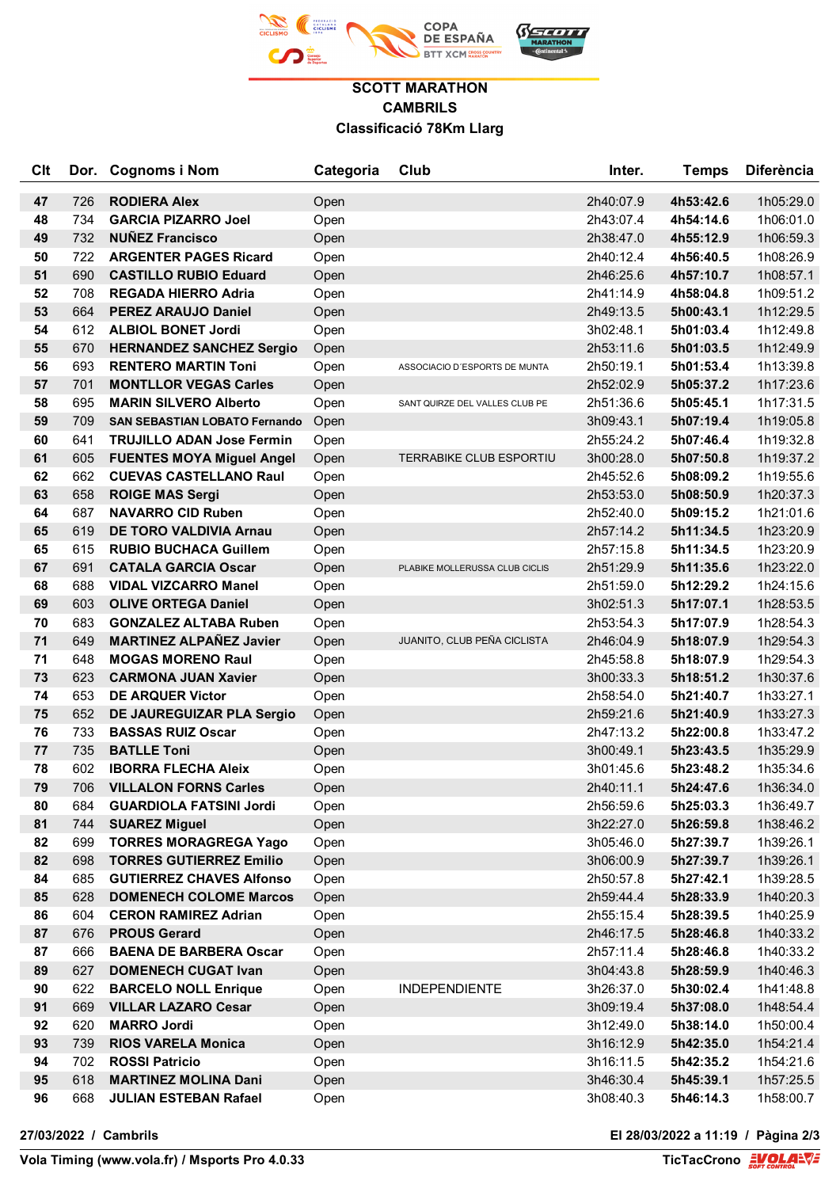## SCOTT MARATHON
## CAMBRILS
### Classificació 78Km Llarg

| Clt | Dor. | Cognoms i Nom | Categoria | Club | Inter. | Temps | Diferència |
|---|---|---|---|---|---|---|---|
| 47 | 726 | **RODIERA Alex** | Open | | 2h40:07.9 | **4h53:42.6** | 1h05:29.0 |
| 48 | 734 | **GARCIA PIZARRO Joel** | Open | | 2h43:07.4 | **4h54:14.6** | 1h06:01.0 |
| 49 | 732 | **NUÑEZ Francisco** | Open | | 2h38:47.0 | **4h55:12.9** | 1h06:59.3 |
| 50 | 722 | **ARGENTER PAGES Ricard** | Open | | 2h40:12.4 | **4h56:40.5** | 1h08:26.9 |
| 51 | 690 | **CASTILLO RUBIO Eduard** | Open | | 2h46:25.6 | **4h57:10.7** | 1h08:57.1 |
| 52 | 708 | **REGADA HIERRO Adria** | Open | | 2h41:14.9 | **4h58:04.8** | 1h09:51.2 |
| 53 | 664 | **PEREZ ARAUJO Daniel** | Open | | 2h49:13.5 | **5h00:43.1** | 1h12:29.5 |
| 54 | 612 | **ALBIOL BONET Jordi** | Open | | 3h02:48.1 | **5h01:03.4** | 1h12:49.8 |
| 55 | 670 | **HERNANDEZ SANCHEZ Sergio** | Open | | 2h53:11.6 | **5h01:03.5** | 1h12:49.9 |
| 56 | 693 | **RENTERO MARTIN Toni** | Open | ASSOCIACIO D´ESPORTS DE MUNTA | 2h50:19.1 | **5h01:53.4** | 1h13:39.8 |
| 57 | 701 | **MONTLLOR VEGAS Carles** | Open | | 2h52:02.9 | **5h05:37.2** | 1h17:23.6 |
| 58 | 695 | **MARIN SILVERO Alberto** | Open | SANT QUIRZE DEL VALLES CLUB PE | 2h51:36.6 | **5h05:45.1** | 1h17:31.5 |
| 59 | 709 | **SAN SEBASTIAN LOBATO Fernando** | Open | | 3h09:43.1 | **5h07:19.4** | 1h19:05.8 |
| 60 | 641 | **TRUJILLO ADAN Jose Fermin** | Open | | 2h55:24.2 | **5h07:46.4** | 1h19:32.8 |
| 61 | 605 | **FUENTES MOYA Miguel Angel** | Open | TERRABIKE CLUB ESPORTIU | 3h00:28.0 | **5h07:50.8** | 1h19:37.2 |
| 62 | 662 | **CUEVAS CASTELLANO Raul** | Open | | 2h45:52.6 | **5h08:09.2** | 1h19:55.6 |
| 63 | 658 | **ROIGE MAS Sergi** | Open | | 2h53:53.0 | **5h08:50.9** | 1h20:37.3 |
| 64 | 687 | **NAVARRO CID Ruben** | Open | | 2h52:40.0 | **5h09:15.2** | 1h21:01.6 |
| 65 | 619 | **DE TORO VALDIVIA Arnau** | Open | | 2h57:14.2 | **5h11:34.5** | 1h23:20.9 |
| 65 | 615 | **RUBIO BUCHACA Guillem** | Open | | 2h57:15.8 | **5h11:34.5** | 1h23:20.9 |
| 67 | 691 | **CATALA GARCIA Oscar** | Open | PLABIKE MOLLERUSSA CLUB CICLIS | 2h51:29.9 | **5h11:35.6** | 1h23:22.0 |
| 68 | 688 | **VIDAL VIZCARRO Manel** | Open | | 2h51:59.0 | **5h12:29.2** | 1h24:15.6 |
| 69 | 603 | **OLIVE ORTEGA Daniel** | Open | | 3h02:51.3 | **5h17:07.1** | 1h28:53.5 |
| 70 | 683 | **GONZALEZ ALTABA Ruben** | Open | | 2h53:54.3 | **5h17:07.9** | 1h28:54.3 |
| 71 | 649 | **MARTINEZ ALPAÑEZ Javier** | Open | JUANITO, CLUB PEÑA CICLISTA | 2h46:04.9 | **5h18:07.9** | 1h29:54.3 |
| 71 | 648 | **MOGAS MORENO Raul** | Open | | 2h45:58.8 | **5h18:07.9** | 1h29:54.3 |
| 73 | 623 | **CARMONA JUAN Xavier** | Open | | 3h00:33.3 | **5h18:51.2** | 1h30:37.6 |
| 74 | 653 | **DE ARQUER Victor** | Open | | 2h58:54.0 | **5h21:40.7** | 1h33:27.1 |
| 75 | 652 | **DE JAUREGUIZAR PLA Sergio** | Open | | 2h59:21.6 | **5h21:40.9** | 1h33:27.3 |
| 76 | 733 | **BASSAS RUIZ Oscar** | Open | | 2h47:13.2 | **5h22:00.8** | 1h33:47.2 |
| 77 | 735 | **BATLLE Toni** | Open | | 3h00:49.1 | **5h23:43.5** | 1h35:29.9 |
| 78 | 602 | **IBORRA FLECHA Aleix** | Open | | 3h01:45.6 | **5h23:48.2** | 1h35:34.6 |
| 79 | 706 | **VILLALON FORNS Carles** | Open | | 2h40:11.1 | **5h24:47.6** | 1h36:34.0 |
| 80 | 684 | **GUARDIOLA FATSINI Jordi** | Open | | 2h56:59.6 | **5h25:03.3** | 1h36:49.7 |
| 81 | 744 | **SUAREZ Miguel** | Open | | 3h22:27.0 | **5h26:59.8** | 1h38:46.2 |
| 82 | 699 | **TORRES MORAGREGA Yago** | Open | | 3h05:46.0 | **5h27:39.7** | 1h39:26.1 |
| 82 | 698 | **TORRES GUTIERREZ Emilio** | Open | | 3h06:00.9 | **5h27:39.7** | 1h39:26.1 |
| 84 | 685 | **GUTIERREZ CHAVES Alfonso** | Open | | 2h50:57.8 | **5h27:42.1** | 1h39:28.5 |
| 85 | 628 | **DOMENECH COLOME Marcos** | Open | | 2h59:44.4 | **5h28:33.9** | 1h40:20.3 |
| 86 | 604 | **CERON RAMIREZ Adrian** | Open | | 2h55:15.4 | **5h28:39.5** | 1h40:25.9 |
| 87 | 676 | **PROUS Gerard** | Open | | 2h46:17.5 | **5h28:46.8** | 1h40:33.2 |
| 87 | 666 | **BAENA DE BARBERA Oscar** | Open | | 2h57:11.4 | **5h28:46.8** | 1h40:33.2 |
| 89 | 627 | **DOMENECH CUGAT Ivan** | Open | | 3h04:43.8 | **5h28:59.9** | 1h40:46.3 |
| 90 | 622 | **BARCELO NOLL Enrique** | Open | INDEPENDIENTE | 3h26:37.0 | **5h30:02.4** | 1h41:48.8 |
| 91 | 669 | **VILLAR LAZARO Cesar** | Open | | 3h09:19.4 | **5h37:08.0** | 1h48:54.4 |
| 92 | 620 | **MARRO Jordi** | Open | | 3h12:49.0 | **5h38:14.0** | 1h50:00.4 |
| 93 | 739 | **RIOS VARELA Monica** | Open | | 3h16:12.9 | **5h42:35.0** | 1h54:21.4 |
| 94 | 702 | **ROSSI Patricio** | Open | | 3h16:11.5 | **5h42:35.2** | 1h54:21.6 |
| 95 | 618 | **MARTINEZ MOLINA Dani** | Open | | 3h46:30.4 | **5h45:39.1** | 1h57:25.5 |
| 96 | 668 | **JULIAN ESTEBAN Rafael** | Open | | 3h08:40.3 | **5h46:14.3** | 1h58:00.7 |

**27/03/2022 / Cambrils** — **El 28/03/2022 a 11:19**

**Vola Timing (www.vola.fr) / Msports Pro 4.0.33** — **TicTacCrono**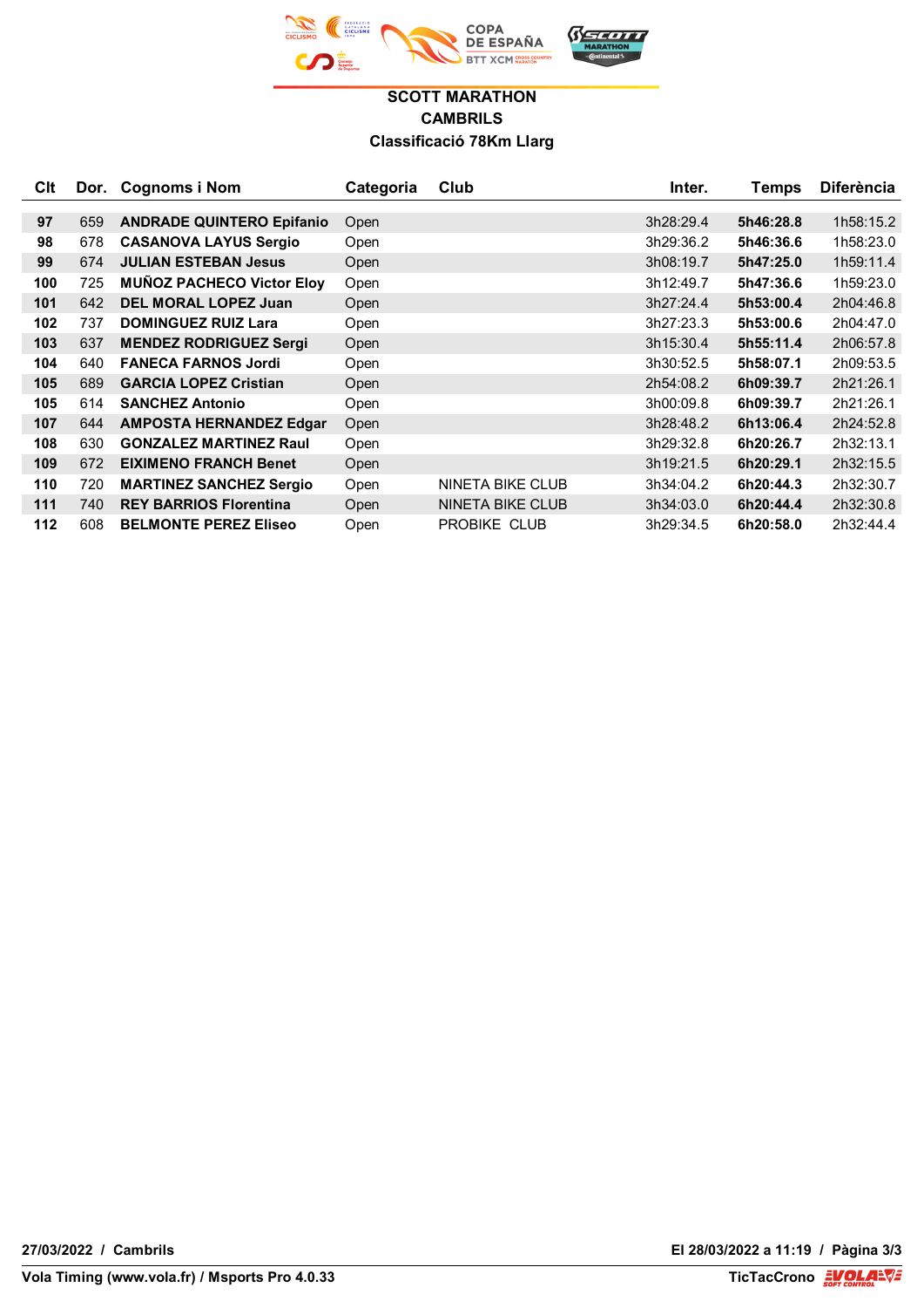**SCOTT MARATHON**

**CAMBRILS**

**Classificació 78Km Llarg**

| Clt | Dor. | Cognoms i Nom | Categoria | Club | Inter. | Temps | Diferència |
|---|---|---|---|---|---|---|---|
| **97** | 659 | **ANDRADE QUINTERO Epifanio** | Open | | 3h28:29.4 | **5h46:28.8** | 1h58:15.2 |
| **98** | 678 | **CASANOVA LAYUS Sergio** | Open | | 3h29:36.2 | **5h46:36.6** | 1h58:23.0 |
| **99** | 674 | **JULIAN ESTEBAN Jesus** | Open | | 3h08:19.7 | **5h47:25.0** | 1h59:11.4 |
| **100** | 725 | **MUÑOZ PACHECO Victor Eloy** | Open | | 3h12:49.7 | **5h47:36.6** | 1h59:23.0 |
| **101** | 642 | **DEL MORAL LOPEZ Juan** | Open | | 3h27:24.4 | **5h53:00.4** | 2h04:46.8 |
| **102** | 737 | **DOMINGUEZ RUIZ Lara** | Open | | 3h27:23.3 | **5h53:00.6** | 2h04:47.0 |
| **103** | 637 | **MENDEZ RODRIGUEZ Sergi** | Open | | 3h15:30.4 | **5h55:11.4** | 2h06:57.8 |
| **104** | 640 | **FANECA FARNOS Jordi** | Open | | 3h30:52.5 | **5h58:07.1** | 2h09:53.5 |
| **105** | 689 | **GARCIA LOPEZ Cristian** | Open | | 2h54:08.2 | **6h09:39.7** | 2h21:26.1 |
| **105** | 614 | **SANCHEZ Antonio** | Open | | 3h00:09.8 | **6h09:39.7** | 2h21:26.1 |
| **107** | 644 | **AMPOSTA HERNANDEZ Edgar** | Open | | 3h28:48.2 | **6h13:06.4** | 2h24:52.8 |
| **108** | 630 | **GONZALEZ MARTINEZ Raul** | Open | | 3h29:32.8 | **6h20:26.7** | 2h32:13.1 |
| **109** | 672 | **EIXIMENO FRANCH Benet** | Open | | 3h19:21.5 | **6h20:29.1** | 2h32:15.5 |
| **110** | 720 | **MARTINEZ SANCHEZ Sergio** | Open | NINETA BIKE CLUB | 3h34:04.2 | **6h20:44.3** | 2h32:30.7 |
| **111** | 740 | **REY BARRIOS Florentina** | Open | NINETA BIKE CLUB | 3h34:03.0 | **6h20:44.4** | 2h32:30.8 |
| **112** | 608 | **BELMONTE PEREZ Eliseo** | Open | PROBIKE CLUB | 3h29:34.5 | **6h20:58.0** | 2h32:44.4 |

**27/03/2022 / Cambrils** **El 28/03/2022 a 11:19**

**Vola Timing (www.vola.fr) / Msports Pro 4.0.33** **TicTacCrono**